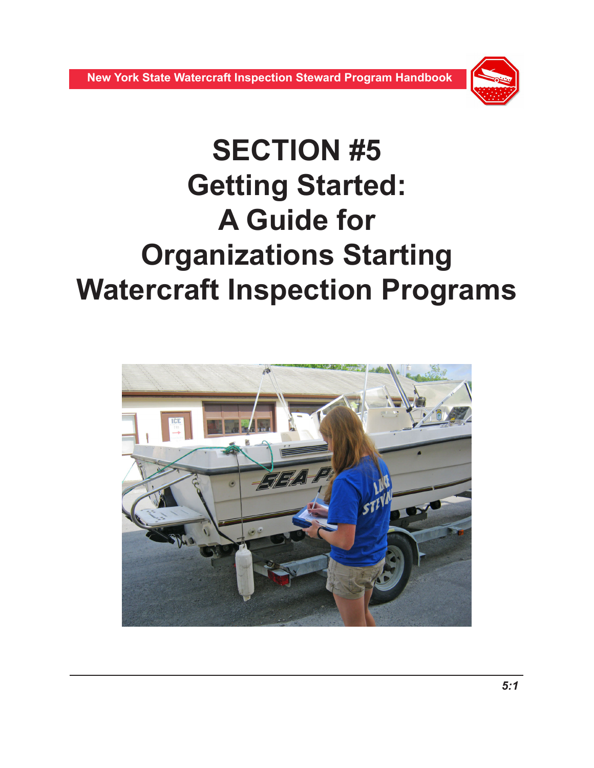# SECTION #5
# Getting Started: A Guide for Organizations Starting Watercraft Inspection Programs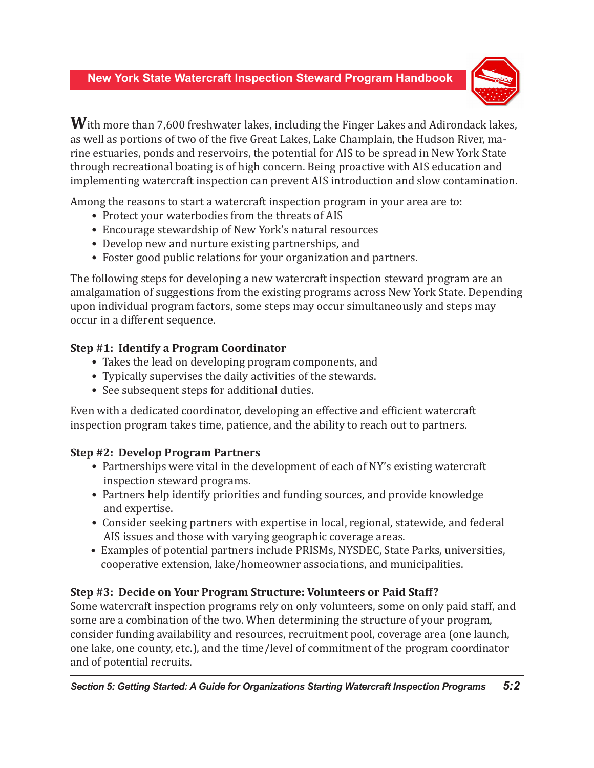With more than 7,600 freshwater lakes, including the Finger Lakes and Adirondack lakes, as well as portions of two of the five Great Lakes, Lake Champlain, the Hudson River, marine estuaries, ponds and reservoirs, the potential for AIS to be spread in New York State through recreational boating is of high concern. Being proactive with AIS education and implementing watercraft inspection can prevent AIS introduction and slow contamination.

Among the reasons to start a watercraft inspection program in your area are to:

- Protect your waterbodies from the threats of AIS
- Encourage stewardship of New York's natural resources
- Develop new and nurture existing partnerships, and
- Foster good public relations for your organization and partners.

The following steps for developing a new watercraft inspection steward program are an amalgamation of suggestions from the existing programs across New York State. Depending upon individual program factors, some steps may occur simultaneously and steps may occur in a different sequence.

**Step #1: Identify a Program Coordinator**

- Takes the lead on developing program components, and
- Typically supervises the daily activities of the stewards.
- See subsequent steps for additional duties.

Even with a dedicated coordinator, developing an effective and efficient watercraft inspection program takes time, patience, and the ability to reach out to partners.

**Step #2: Develop Program Partners**

- Partnerships were vital in the development of each of NY's existing watercraft inspection steward programs.
- Partners help identify priorities and funding sources, and provide knowledge and expertise.
- Consider seeking partners with expertise in local, regional, statewide, and federal AIS issues and those with varying geographic coverage areas.
- Examples of potential partners include PRISMs, NYSDEC, State Parks, universities, cooperative extension, lake/homeowner associations, and municipalities.

**Step #3: Decide on Your Program Structure: Volunteers or Paid Staff?**

Some watercraft inspection programs rely on only volunteers, some on only paid staff, and some are a combination of the two. When determining the structure of your program, consider funding availability and resources, recruitment pool, coverage area (one launch, one lake, one county, etc.), and the time/level of commitment of the program coordinator and of potential recruits.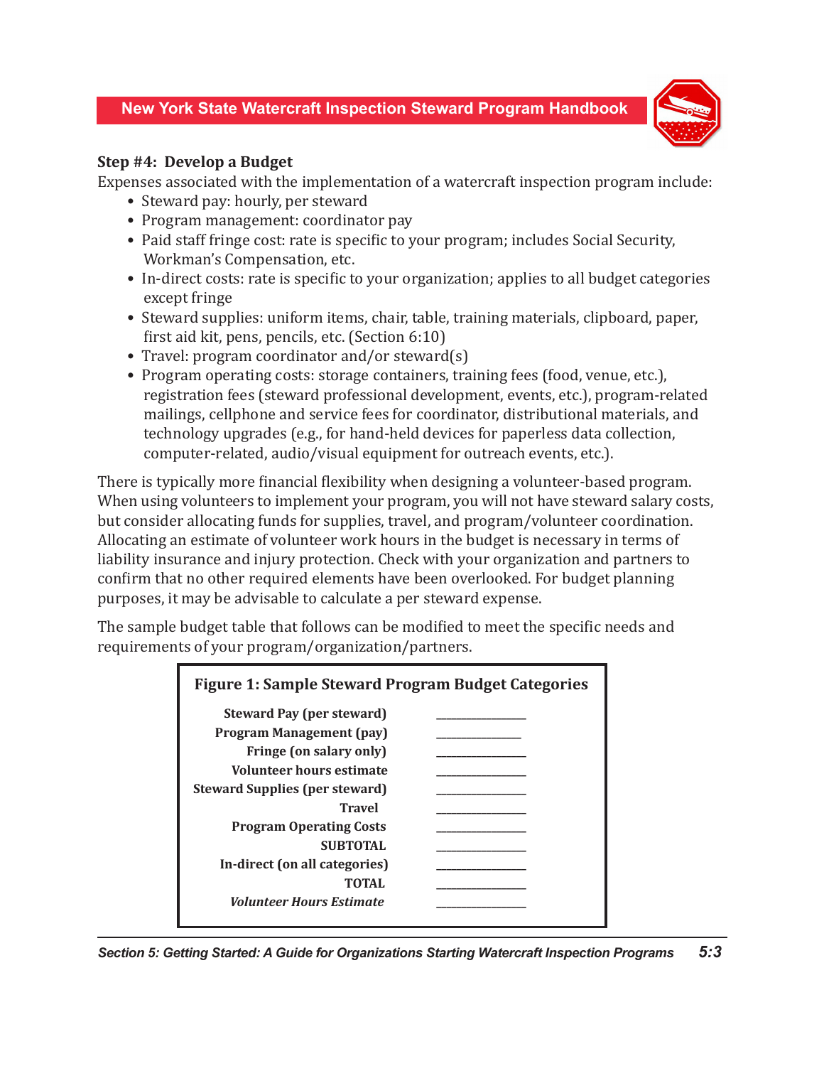### Step #4: Develop a Budget

Expenses associated with the implementation of a watercraft inspection program include:

- Steward pay: hourly, per steward
- Program management: coordinator pay
- Paid staff fringe cost: rate is specific to your program; includes Social Security, Workman's Compensation, etc.
- In-direct costs: rate is specific to your organization; applies to all budget categories except fringe
- Steward supplies: uniform items, chair, table, training materials, clipboard, paper, first aid kit, pens, pencils, etc. (Section 6:10)
- Travel: program coordinator and/or steward(s)
- Program operating costs: storage containers, training fees (food, venue, etc.), registration fees (steward professional development, events, etc.), program-related mailings, cellphone and service fees for coordinator, distributional materials, and technology upgrades (e.g., for hand-held devices for paperless data collection, computer-related, audio/visual equipment for outreach events, etc.).

There is typically more financial flexibility when designing a volunteer-based program. When using volunteers to implement your program, you will not have steward salary costs, but consider allocating funds for supplies, travel, and program/volunteer coordination. Allocating an estimate of volunteer work hours in the budget is necessary in terms of liability insurance and injury protection. Check with your organization and partners to confirm that no other required elements have been overlooked. For budget planning purposes, it may be advisable to calculate a per steward expense.

The sample budget table that follows can be modified to meet the specific needs and requirements of your program/organization/partners.

**Figure 1: Sample Steward Program Budget Categories**

| Category | Amount |
|---|---|
| **Steward Pay (per steward)** | ___________ |
| **Program Management (pay)** | ___________ |
| **Fringe (on salary only)** | ___________ |
| **Volunteer hours estimate** | ___________ |
| **Steward Supplies (per steward)** | ___________ |
| **Travel** | ___________ |
| **Program Operating Costs** | ___________ |
| **SUBTOTAL** | ___________ |
| **In-direct (on all categories)** | ___________ |
| **TOTAL** | ___________ |
| ***Volunteer Hours Estimate*** | ___________ |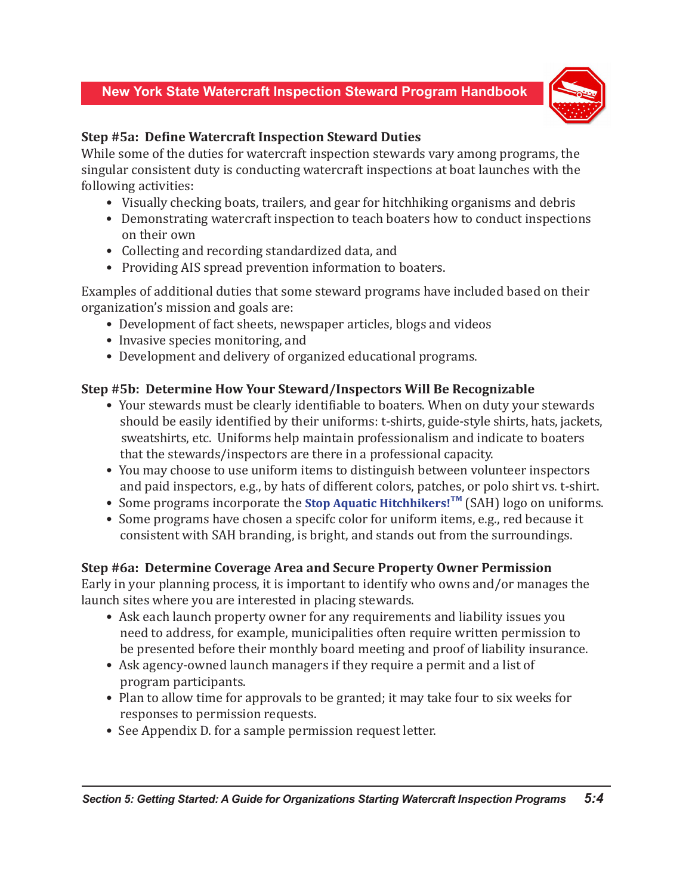### Step #5a: Define Watercraft Inspection Steward Duties

While some of the duties for watercraft inspection stewards vary among programs, the singular consistent duty is conducting watercraft inspections at boat launches with the following activities:

- Visually checking boats, trailers, and gear for hitchhiking organisms and debris
- Demonstrating watercraft inspection to teach boaters how to conduct inspections on their own
- Collecting and recording standardized data, and
- Providing AIS spread prevention information to boaters.

Examples of additional duties that some steward programs have included based on their organization's mission and goals are:

- Development of fact sheets, newspaper articles, blogs and videos
- Invasive species monitoring, and
- Development and delivery of organized educational programs.

### Step #5b: Determine How Your Steward/Inspectors Will Be Recognizable

- Your stewards must be clearly identifiable to boaters. When on duty your stewards should be easily identified by their uniforms: t-shirts, guide-style shirts, hats, jackets, sweatshirts, etc. Uniforms help maintain professionalism and indicate to boaters that the stewards/inspectors are there in a professional capacity.
- You may choose to use uniform items to distinguish between volunteer inspectors and paid inspectors, e.g., by hats of different colors, patches, or polo shirt vs. t-shirt.
- Some programs incorporate the **Stop Aquatic Hitchhikers!™** (SAH) logo on uniforms.
- Some programs have chosen a specifc color for uniform items, e.g., red because it consistent with SAH branding, is bright, and stands out from the surroundings.

### Step #6a: Determine Coverage Area and Secure Property Owner Permission

Early in your planning process, it is important to identify who owns and/or manages the launch sites where you are interested in placing stewards.

- Ask each launch property owner for any requirements and liability issues you need to address, for example, municipalities often require written permission to be presented before their monthly board meeting and proof of liability insurance.
- Ask agency-owned launch managers if they require a permit and a list of program participants.
- Plan to allow time for approvals to be granted; it may take four to six weeks for responses to permission requests.
- See Appendix D. for a sample permission request letter.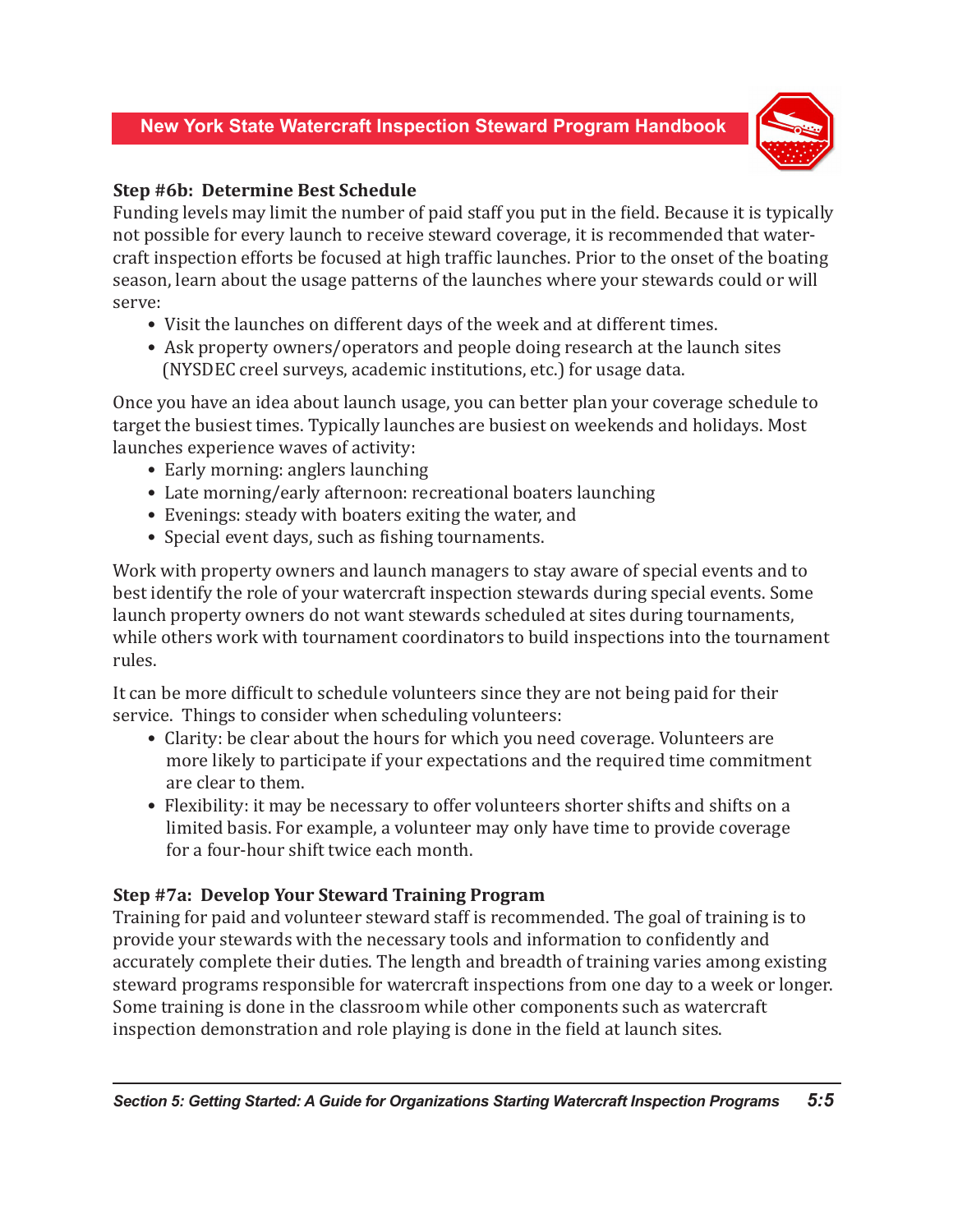### Step #6b: Determine Best Schedule

Funding levels may limit the number of paid staff you put in the field. Because it is typically not possible for every launch to receive steward coverage, it is recommended that watercraft inspection efforts be focused at high traffic launches. Prior to the onset of the boating season, learn about the usage patterns of the launches where your stewards could or will serve:

- Visit the launches on different days of the week and at different times.
- Ask property owners/operators and people doing research at the launch sites (NYSDEC creel surveys, academic institutions, etc.) for usage data.

Once you have an idea about launch usage, you can better plan your coverage schedule to target the busiest times. Typically launches are busiest on weekends and holidays. Most launches experience waves of activity:

- Early morning: anglers launching
- Late morning/early afternoon: recreational boaters launching
- Evenings: steady with boaters exiting the water, and
- Special event days, such as fishing tournaments.

Work with property owners and launch managers to stay aware of special events and to best identify the role of your watercraft inspection stewards during special events. Some launch property owners do not want stewards scheduled at sites during tournaments, while others work with tournament coordinators to build inspections into the tournament rules.

It can be more difficult to schedule volunteers since they are not being paid for their service. Things to consider when scheduling volunteers:

- Clarity: be clear about the hours for which you need coverage. Volunteers are more likely to participate if your expectations and the required time commitment are clear to them.
- Flexibility: it may be necessary to offer volunteers shorter shifts and shifts on a limited basis. For example, a volunteer may only have time to provide coverage for a four-hour shift twice each month.

### Step #7a: Develop Your Steward Training Program

Training for paid and volunteer steward staff is recommended. The goal of training is to provide your stewards with the necessary tools and information to confidently and accurately complete their duties. The length and breadth of training varies among existing steward programs responsible for watercraft inspections from one day to a week or longer. Some training is done in the classroom while other components such as watercraft inspection demonstration and role playing is done in the field at launch sites.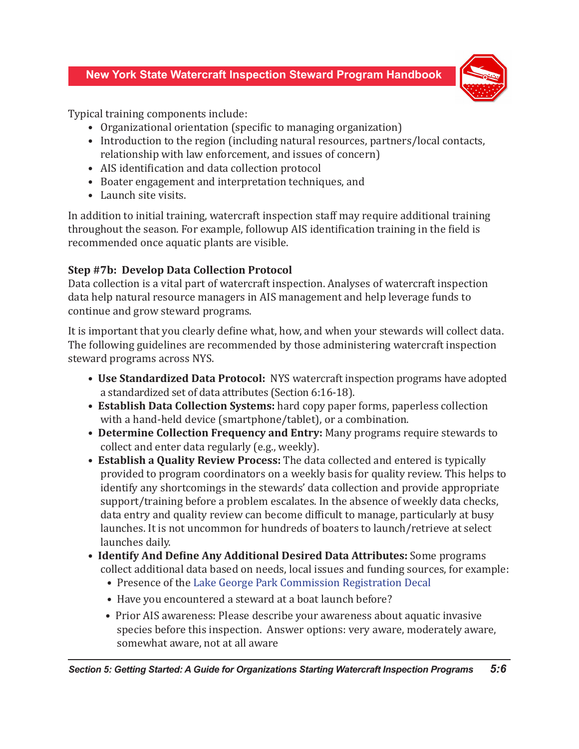Typical training components include:

- Organizational orientation (specific to managing organization)
- Introduction to the region (including natural resources, partners/local contacts, relationship with law enforcement, and issues of concern)
- AIS identification and data collection protocol
- Boater engagement and interpretation techniques, and
- Launch site visits.

In addition to initial training, watercraft inspection staff may require additional training throughout the season. For example, followup AIS identification training in the field is recommended once aquatic plants are visible.

**Step #7b: Develop Data Collection Protocol**

Data collection is a vital part of watercraft inspection. Analyses of watercraft inspection data help natural resource managers in AIS management and help leverage funds to continue and grow steward programs.

It is important that you clearly define what, how, and when your stewards will collect data. The following guidelines are recommended by those administering watercraft inspection steward programs across NYS.

- **Use Standardized Data Protocol:** NYS watercraft inspection programs have adopted a standardized set of data attributes (Section 6:16-18).
- **Establish Data Collection Systems:** hard copy paper forms, paperless collection with a hand-held device (smartphone/tablet), or a combination.
- **Determine Collection Frequency and Entry:** Many programs require stewards to collect and enter data regularly (e.g., weekly).
- **Establish a Quality Review Process:** The data collected and entered is typically provided to program coordinators on a weekly basis for quality review. This helps to identify any shortcomings in the stewards' data collection and provide appropriate support/training before a problem escalates. In the absence of weekly data checks, data entry and quality review can become difficult to manage, particularly at busy launches. It is not uncommon for hundreds of boaters to launch/retrieve at select launches daily.
- **Identify And Define Any Additional Desired Data Attributes:** Some programs collect additional data based on needs, local issues and funding sources, for example:
  - Presence of the Lake George Park Commission Registration Decal
  - Have you encountered a steward at a boat launch before?
  - Prior AIS awareness: Please describe your awareness about aquatic invasive species before this inspection. Answer options: very aware, moderately aware, somewhat aware, not at all aware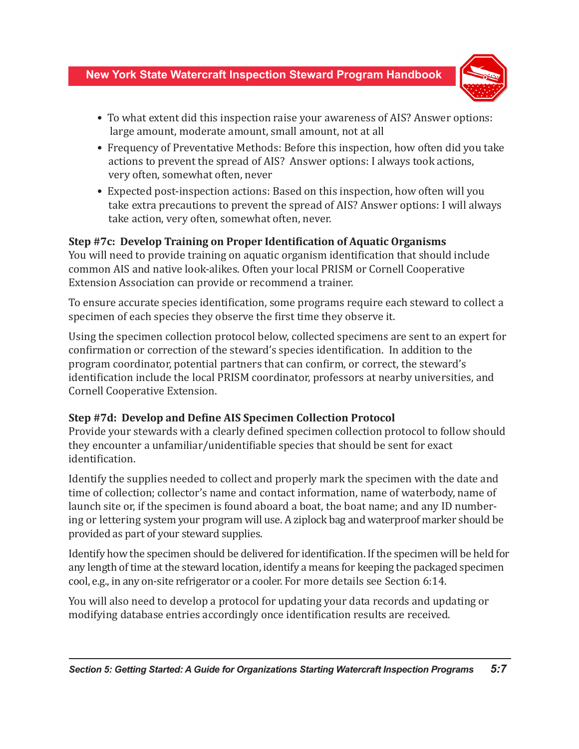- To what extent did this inspection raise your awareness of AIS? Answer options: large amount, moderate amount, small amount, not at all
- Frequency of Preventative Methods: Before this inspection, how often did you take actions to prevent the spread of AIS? Answer options: I always took actions, very often, somewhat often, never
- Expected post-inspection actions: Based on this inspection, how often will you take extra precautions to prevent the spread of AIS? Answer options: I will always take action, very often, somewhat often, never.

**Step #7c: Develop Training on Proper Identification of Aquatic Organisms**
You will need to provide training on aquatic organism identification that should include common AIS and native look-alikes. Often your local PRISM or Cornell Cooperative Extension Association can provide or recommend a trainer.

To ensure accurate species identification, some programs require each steward to collect a specimen of each species they observe the first time they observe it.

Using the specimen collection protocol below, collected specimens are sent to an expert for confirmation or correction of the steward's species identification. In addition to the program coordinator, potential partners that can confirm, or correct, the steward's identification include the local PRISM coordinator, professors at nearby universities, and Cornell Cooperative Extension.

**Step #7d: Develop and Define AIS Specimen Collection Protocol**
Provide your stewards with a clearly defined specimen collection protocol to follow should they encounter a unfamiliar/unidentifiable species that should be sent for exact identification.

Identify the supplies needed to collect and properly mark the specimen with the date and time of collection; collector's name and contact information, name of waterbody, name of launch site or, if the specimen is found aboard a boat, the boat name; and any ID numbering or lettering system your program will use. A ziplock bag and waterproof marker should be provided as part of your steward supplies.

Identify how the specimen should be delivered for identification. If the specimen will be held for any length of time at the steward location, identify a means for keeping the packaged specimen cool, e.g., in any on-site refrigerator or a cooler. For more details see Section 6:14.

You will also need to develop a protocol for updating your data records and updating or modifying database entries accordingly once identification results are received.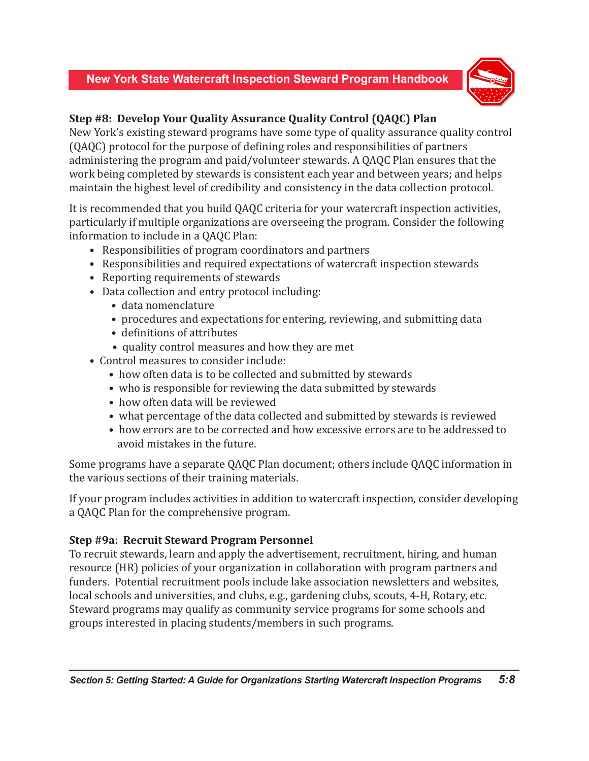### Step #8: Develop Your Quality Assurance Quality Control (QAQC) Plan

New York's existing steward programs have some type of quality assurance quality control (QAQC) protocol for the purpose of defining roles and responsibilities of partners administering the program and paid/volunteer stewards. A QAQC Plan ensures that the work being completed by stewards is consistent each year and between years; and helps maintain the highest level of credibility and consistency in the data collection protocol.

It is recommended that you build QAQC criteria for your watercraft inspection activities, particularly if multiple organizations are overseeing the program. Consider the following information to include in a QAQC Plan:

- Responsibilities of program coordinators and partners
- Responsibilities and required expectations of watercraft inspection stewards
- Reporting requirements of stewards
- Data collection and entry protocol including:
  - data nomenclature
  - procedures and expectations for entering, reviewing, and submitting data
  - definitions of attributes
  - quality control measures and how they are met
- Control measures to consider include:
  - how often data is to be collected and submitted by stewards
  - who is responsible for reviewing the data submitted by stewards
  - how often data will be reviewed
  - what percentage of the data collected and submitted by stewards is reviewed
  - how errors are to be corrected and how excessive errors are to be addressed to avoid mistakes in the future.

Some programs have a separate QAQC Plan document; others include QAQC information in the various sections of their training materials.

If your program includes activities in addition to watercraft inspection, consider developing a QAQC Plan for the comprehensive program.

### Step #9a: Recruit Steward Program Personnel

To recruit stewards, learn and apply the advertisement, recruitment, hiring, and human resource (HR) policies of your organization in collaboration with program partners and funders. Potential recruitment pools include lake association newsletters and websites, local schools and universities, and clubs, e.g., gardening clubs, scouts, 4-H, Rotary, etc. Steward programs may qualify as community service programs for some schools and groups interested in placing students/members in such programs.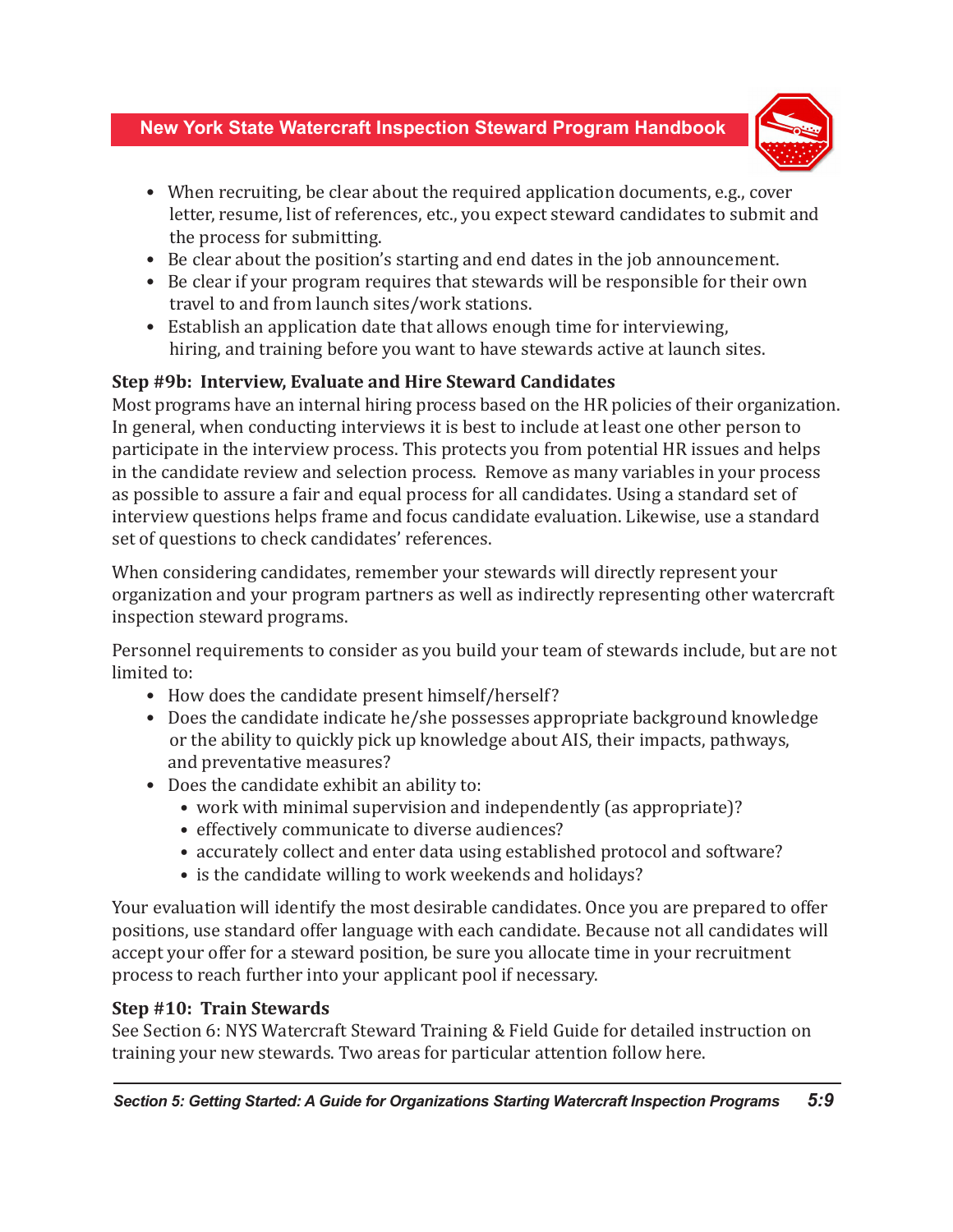- When recruiting, be clear about the required application documents, e.g., cover letter, resume, list of references, etc., you expect steward candidates to submit and the process for submitting.
- Be clear about the position's starting and end dates in the job announcement.
- Be clear if your program requires that stewards will be responsible for their own travel to and from launch sites/work stations.
- Establish an application date that allows enough time for interviewing, hiring, and training before you want to have stewards active at launch sites.

**Step #9b: Interview, Evaluate and Hire Steward Candidates**

Most programs have an internal hiring process based on the HR policies of their organization. In general, when conducting interviews it is best to include at least one other person to participate in the interview process. This protects you from potential HR issues and helps in the candidate review and selection process. Remove as many variables in your process as possible to assure a fair and equal process for all candidates. Using a standard set of interview questions helps frame and focus candidate evaluation. Likewise, use a standard set of questions to check candidates' references.

When considering candidates, remember your stewards will directly represent your organization and your program partners as well as indirectly representing other watercraft inspection steward programs.

Personnel requirements to consider as you build your team of stewards include, but are not limited to:

- How does the candidate present himself/herself?
- Does the candidate indicate he/she possesses appropriate background knowledge or the ability to quickly pick up knowledge about AIS, their impacts, pathways, and preventative measures?
- Does the candidate exhibit an ability to:
  - work with minimal supervision and independently (as appropriate)?
  - effectively communicate to diverse audiences?
  - accurately collect and enter data using established protocol and software?
  - is the candidate willing to work weekends and holidays?

Your evaluation will identify the most desirable candidates. Once you are prepared to offer positions, use standard offer language with each candidate. Because not all candidates will accept your offer for a steward position, be sure you allocate time in your recruitment process to reach further into your applicant pool if necessary.

**Step #10: Train Stewards**

See Section 6: NYS Watercraft Steward Training & Field Guide for detailed instruction on training your new stewards. Two areas for particular attention follow here.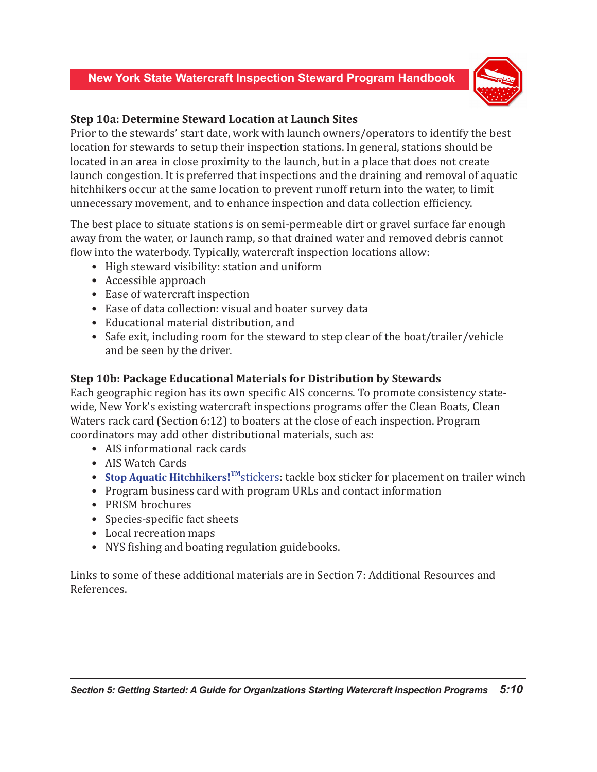### Step 10a: Determine Steward Location at Launch Sites

Prior to the stewards' start date, work with launch owners/operators to identify the best location for stewards to setup their inspection stations. In general, stations should be located in an area in close proximity to the launch, but in a place that does not create launch congestion. It is preferred that inspections and the draining and removal of aquatic hitchhikers occur at the same location to prevent runoff return into the water, to limit unnecessary movement, and to enhance inspection and data collection efficiency.

The best place to situate stations is on semi-permeable dirt or gravel surface far enough away from the water, or launch ramp, so that drained water and removed debris cannot flow into the waterbody. Typically, watercraft inspection locations allow:

- High steward visibility: station and uniform
- Accessible approach
- Ease of watercraft inspection
- Ease of data collection: visual and boater survey data
- Educational material distribution, and
- Safe exit, including room for the steward to step clear of the boat/trailer/vehicle and be seen by the driver.

### Step 10b: Package Educational Materials for Distribution by Stewards

Each geographic region has its own specific AIS concerns. To promote consistency state-wide, New York's existing watercraft inspections programs offer the Clean Boats, Clean Waters rack card (Section 6:12) to boaters at the close of each inspection. Program coordinators may add other distributional materials, such as:

- AIS informational rack cards
- AIS Watch Cards
- **Stop Aquatic Hitchhikers!™** stickers: tackle box sticker for placement on trailer winch
- Program business card with program URLs and contact information
- PRISM brochures
- Species-specific fact sheets
- Local recreation maps
- NYS fishing and boating regulation guidebooks.

Links to some of these additional materials are in Section 7: Additional Resources and References.